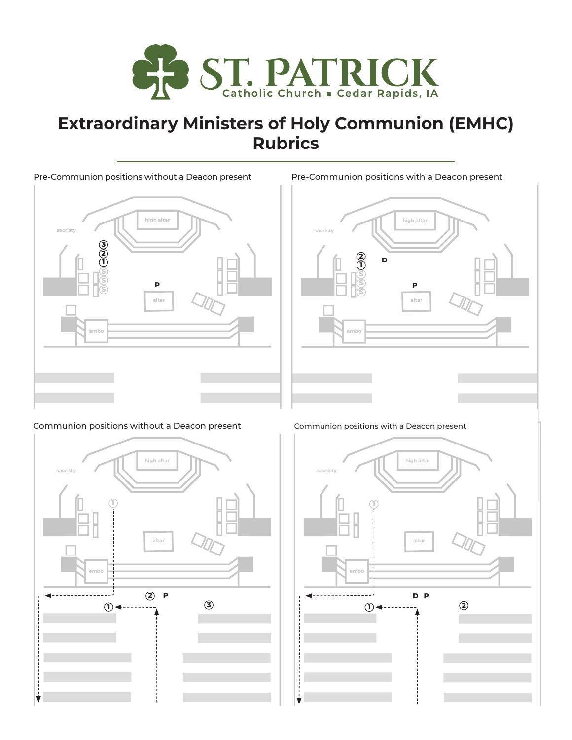ST. PATRICK

Catholic Church ▪ Cedar Rapids, IA

# Extraordinary Ministers of Holy Communion (EMHC) Rubrics

Pre-Communion positions without a Deacon present

Pre-Communion positions with a Deacon present

Communion positions without a Deacon present

Communion positions with a Deacon present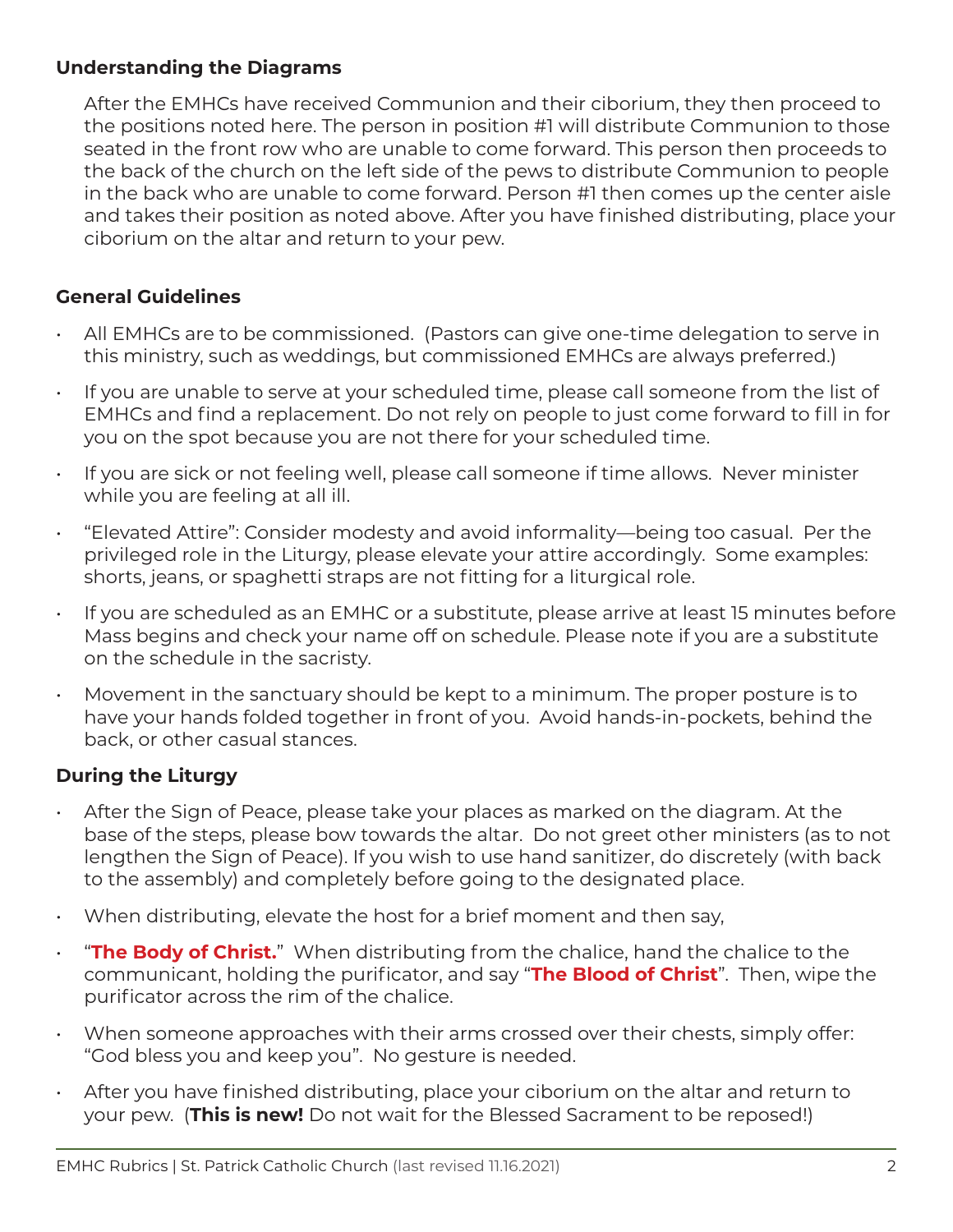### Understanding the Diagrams

After the EMHCs have received Communion and their ciborium, they then proceed to the positions noted here. The person in position #1 will distribute Communion to those seated in the front row who are unable to come forward. This person then proceeds to the back of the church on the left side of the pews to distribute Communion to people in the back who are unable to come forward. Person #1 then comes up the center aisle and takes their position as noted above. After you have finished distributing, place your ciborium on the altar and return to your pew.

### General Guidelines

- All EMHCs are to be commissioned. (Pastors can give one-time delegation to serve in this ministry, such as weddings, but commissioned EMHCs are always preferred.)
- If you are unable to serve at your scheduled time, please call someone from the list of EMHCs and find a replacement. Do not rely on people to just come forward to fill in for you on the spot because you are not there for your scheduled time.
- If you are sick or not feeling well, please call someone if time allows. Never minister while you are feeling at all ill.
- "Elevated Attire": Consider modesty and avoid informality—being too casual. Per the privileged role in the Liturgy, please elevate your attire accordingly. Some examples: shorts, jeans, or spaghetti straps are not fitting for a liturgical role.
- If you are scheduled as an EMHC or a substitute, please arrive at least 15 minutes before Mass begins and check your name off on schedule. Please note if you are a substitute on the schedule in the sacristy.
- Movement in the sanctuary should be kept to a minimum. The proper posture is to have your hands folded together in front of you. Avoid hands-in-pockets, behind the back, or other casual stances.

### During the Liturgy

- After the Sign of Peace, please take your places as marked on the diagram. At the base of the steps, please bow towards the altar. Do not greet other ministers (as to not lengthen the Sign of Peace). If you wish to use hand sanitizer, do discretely (with back to the assembly) and completely before going to the designated place.
- When distributing, elevate the host for a brief moment and then say,
- "**The Body of Christ.**" When distributing from the chalice, hand the chalice to the communicant, holding the purificator, and say "**The Blood of Christ**". Then, wipe the purificator across the rim of the chalice.
- When someone approaches with their arms crossed over their chests, simply offer: "God bless you and keep you". No gesture is needed.
- After you have finished distributing, place your ciborium on the altar and return to your pew. (**This is new!** Do not wait for the Blessed Sacrament to be reposed!)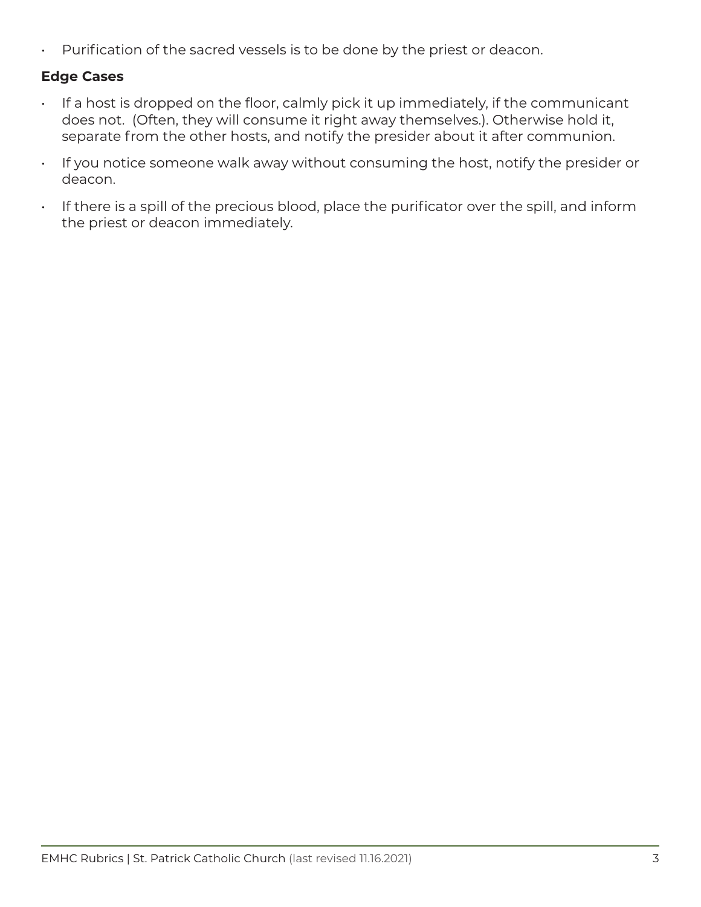- Purification of the sacred vessels is to be done by the priest or deacon.

**Edge Cases**

- If a host is dropped on the floor, calmly pick it up immediately, if the communicant does not. (Often, they will consume it right away themselves.). Otherwise hold it, separate from the other hosts, and notify the presider about it after communion.
- If you notice someone walk away without consuming the host, notify the presider or deacon.
- If there is a spill of the precious blood, place the purificator over the spill, and inform the priest or deacon immediately.